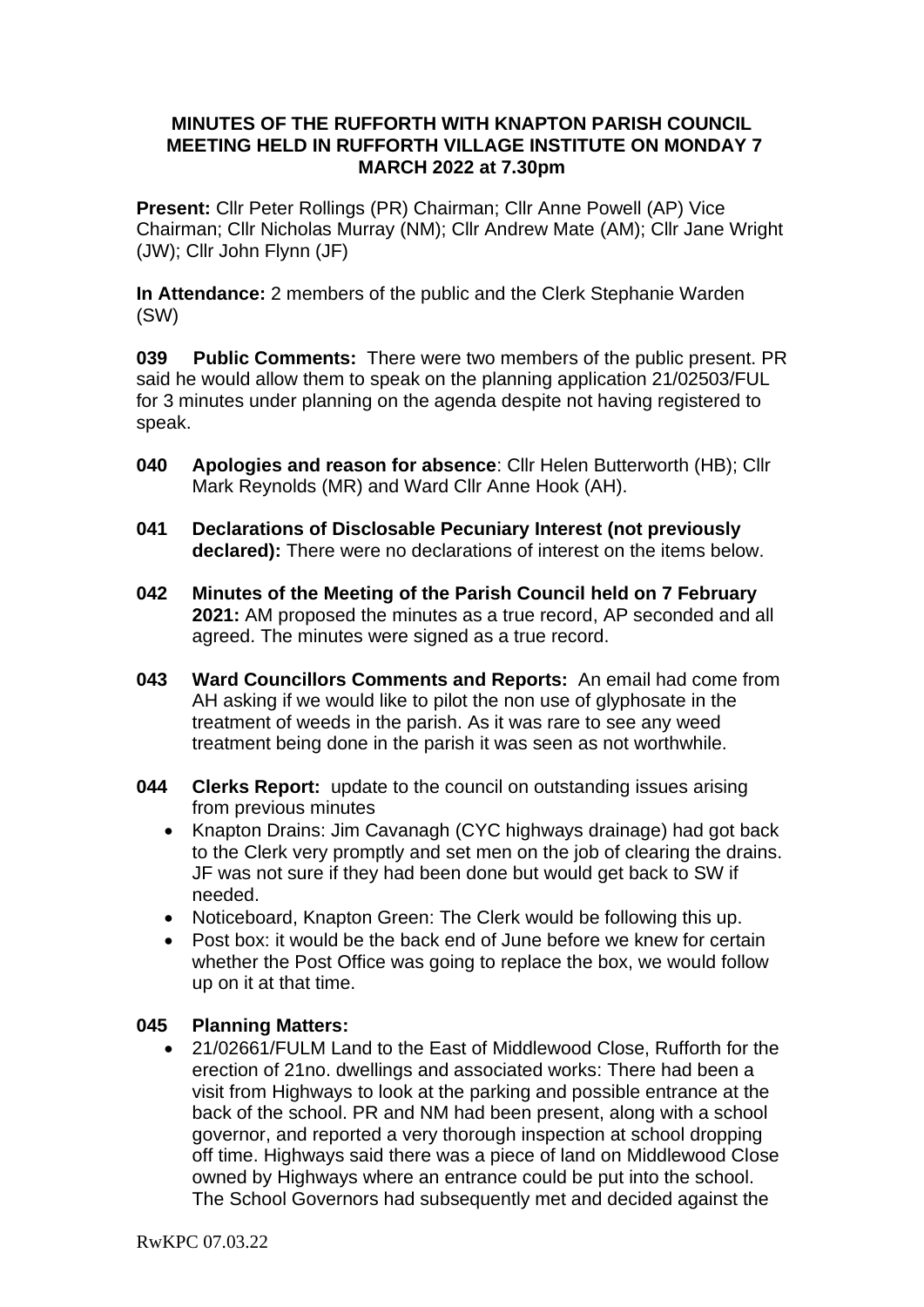**MINUTES OF THE RUFFORTH WITH KNAPTON PARISH COUNCIL MEETING HELD IN RUFFORTH VILLAGE INSTITUTE ON MONDAY 7 MARCH 2022 at 7.30pm**

**Present:** Cllr Peter Rollings (PR) Chairman; Cllr Anne Powell (AP) Vice Chairman; Cllr Nicholas Murray (NM); Cllr Andrew Mate (AM); Cllr Jane Wright (JW); Cllr John Flynn (JF)

**In Attendance:** 2 members of the public and the Clerk Stephanie Warden (SW)

**039 Public Comments:** There were two members of the public present. PR said he would allow them to speak on the planning application 21/02503/FUL for 3 minutes under planning on the agenda despite not having registered to speak.

**040 Apologies and reason for absence**: Cllr Helen Butterworth (HB); Cllr Mark Reynolds (MR) and Ward Cllr Anne Hook (AH).

**041 Declarations of Disclosable Pecuniary Interest (not previously declared):** There were no declarations of interest on the items below.

**042 Minutes of the Meeting of the Parish Council held on 7 February 2021:** AM proposed the minutes as a true record, AP seconded and all agreed. The minutes were signed as a true record.

**043 Ward Councillors Comments and Reports:** An email had come from AH asking if we would like to pilot the non use of glyphosate in the treatment of weeds in the parish. As it was rare to see any weed treatment being done in the parish it was seen as not worthwhile.

**044 Clerks Report:** update to the council on outstanding issues arising from previous minutes

- Knapton Drains: Jim Cavanagh (CYC highways drainage) had got back to the Clerk very promptly and set men on the job of clearing the drains. JF was not sure if they had been done but would get back to SW if needed.
- Noticeboard, Knapton Green: The Clerk would be following this up.
- Post box: it would be the back end of June before we knew for certain whether the Post Office was going to replace the box, we would follow up on it at that time.

**045 Planning Matters:**

- 21/02661/FULM Land to the East of Middlewood Close, Rufforth for the erection of 21no. dwellings and associated works: There had been a visit from Highways to look at the parking and possible entrance at the back of the school. PR and NM had been present, along with a school governor, and reported a very thorough inspection at school dropping off time. Highways said there was a piece of land on Middlewood Close owned by Highways where an entrance could be put into the school. The School Governors had subsequently met and decided against the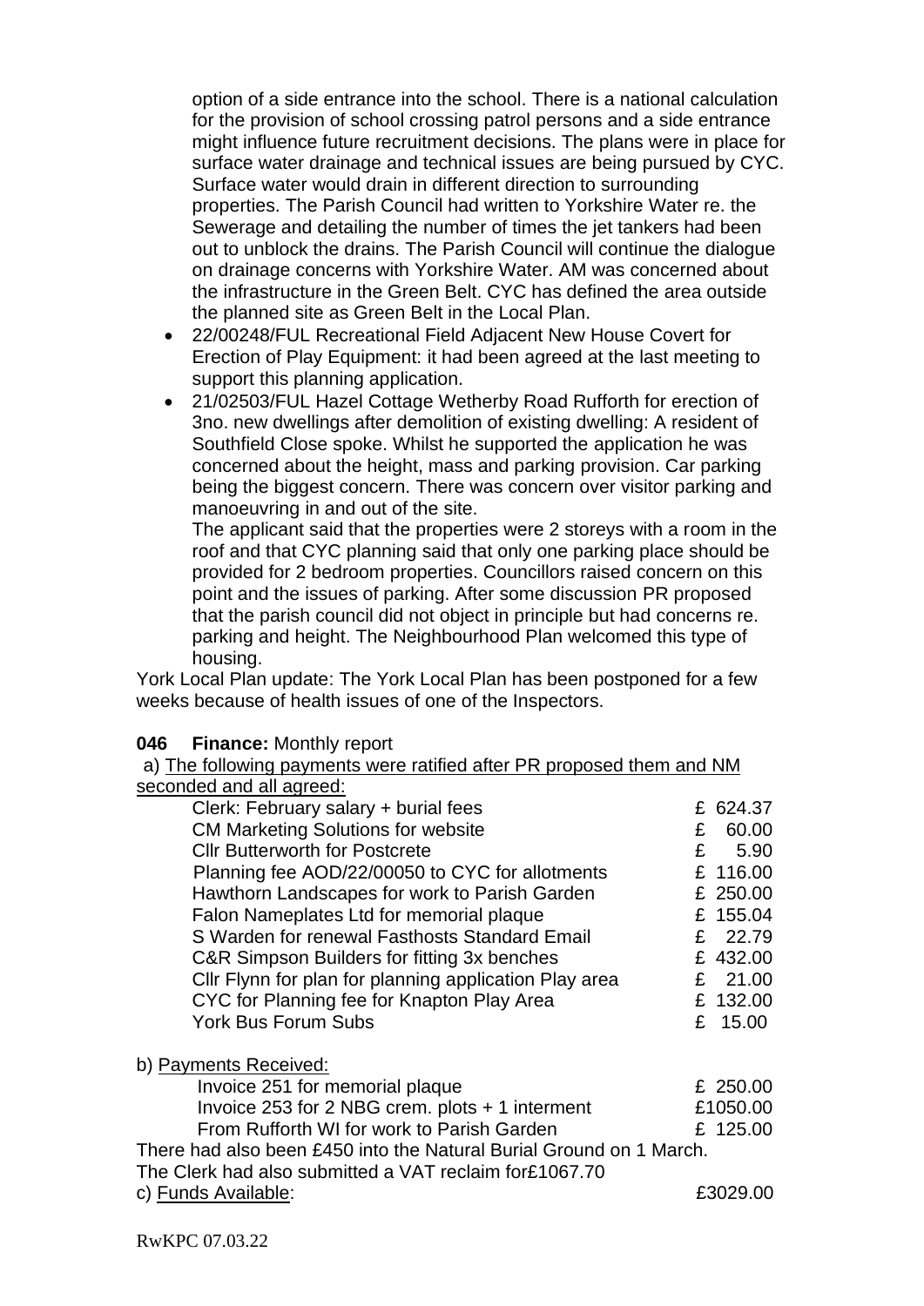option of a side entrance into the school. There is a national calculation for the provision of school crossing patrol persons and a side entrance might influence future recruitment decisions. The plans were in place for surface water drainage and technical issues are being pursued by CYC. Surface water would drain in different direction to surrounding properties. The Parish Council had written to Yorkshire Water re. the Sewerage and detailing the number of times the jet tankers had been out to unblock the drains. The Parish Council will continue the dialogue on drainage concerns with Yorkshire Water. AM was concerned about the infrastructure in the Green Belt. CYC has defined the area outside the planned site as Green Belt in the Local Plan.

- 22/00248/FUL Recreational Field Adjacent New House Covert for Erection of Play Equipment: it had been agreed at the last meeting to support this planning application.
- 21/02503/FUL Hazel Cottage Wetherby Road Rufforth for erection of 3no. new dwellings after demolition of existing dwelling: A resident of Southfield Close spoke. Whilst he supported the application he was concerned about the height, mass and parking provision. Car parking being the biggest concern. There was concern over visitor parking and manoeuvring in and out of the site.

  The applicant said that the properties were 2 storeys with a room in the roof and that CYC planning said that only one parking place should be provided for 2 bedroom properties. Councillors raised concern on this point and the issues of parking. After some discussion PR proposed that the parish council did not object in principle but had concerns re. parking and height. The Neighbourhood Plan welcomed this type of housing.

York Local Plan update: The York Local Plan has been postponed for a few weeks because of health issues of one of the Inspectors.

**046 Finance:** Monthly report

a) The following payments were ratified after PR proposed them and NM seconded and all agreed:

| | |
|---|---|
| Clerk: February salary + burial fees | £ 624.37 |
| CM Marketing Solutions for website | £ 60.00 |
| Cllr Butterworth for Postcrete | £ 5.90 |
| Planning fee AOD/22/00050 to CYC for allotments | £ 116.00 |
| Hawthorn Landscapes for work to Parish Garden | £ 250.00 |
| Falon Nameplates Ltd for memorial plaque | £ 155.04 |
| S Warden for renewal Fasthosts Standard Email | £ 22.79 |
| C&R Simpson Builders for fitting 3x benches | £ 432.00 |
| Cllr Flynn for plan for planning application Play area | £ 21.00 |
| CYC for Planning fee for Knapton Play Area | £ 132.00 |
| York Bus Forum Subs | £ 15.00 |

b) Payments Received:

| | |
|---|---|
| Invoice 251 for memorial plaque | £ 250.00 |
| Invoice 253 for 2 NBG crem. plots + 1 interment | £1050.00 |
| From Rufforth WI for work to Parish Garden | £ 125.00 |

There had also been £450 into the Natural Burial Ground on 1 March.
The Clerk had also submitted a VAT reclaim for£1067.70

c) Funds Available: £3029.00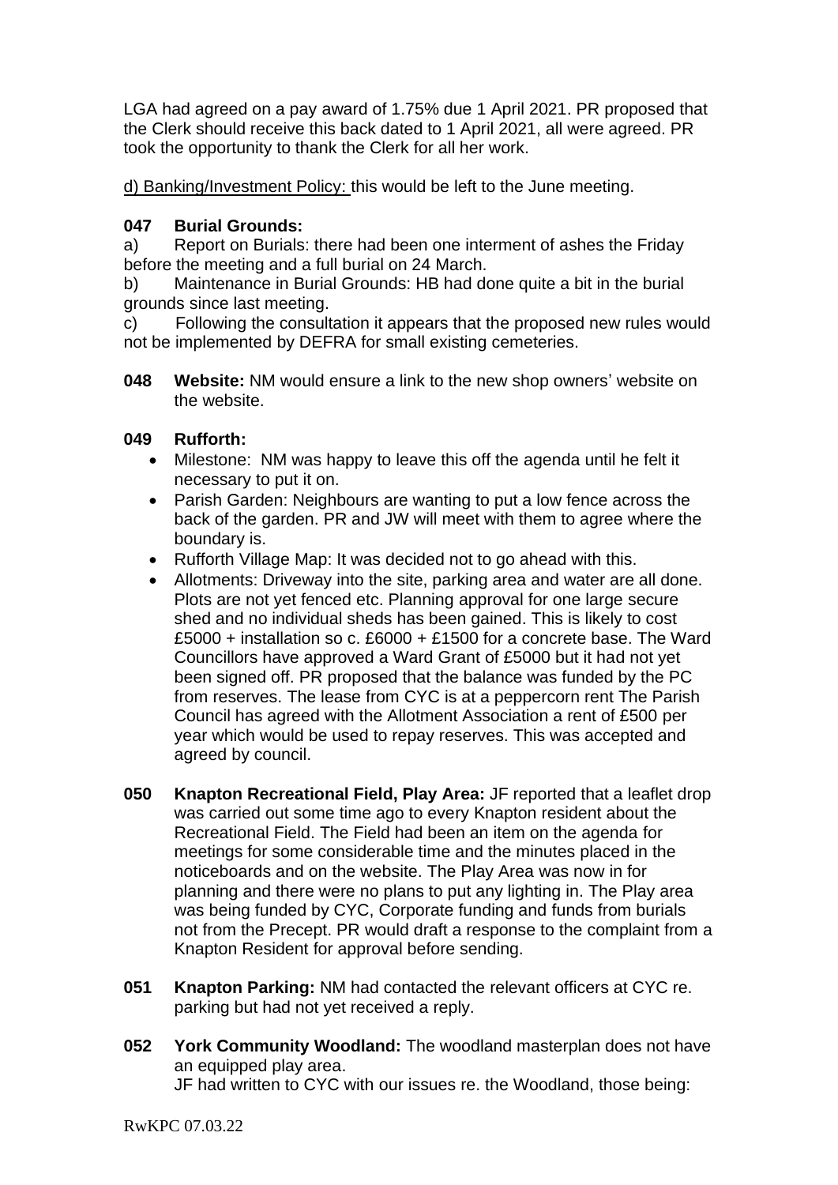LGA had agreed on a pay award of 1.75% due 1 April 2021. PR proposed that the Clerk should receive this back dated to 1 April 2021, all were agreed. PR took the opportunity to thank the Clerk for all her work.

d) Banking/Investment Policy: this would be left to the June meeting.

**047 Burial Grounds:**

a) Report on Burials: there had been one interment of ashes the Friday before the meeting and a full burial on 24 March.

b) Maintenance in Burial Grounds: HB had done quite a bit in the burial grounds since last meeting.

c) Following the consultation it appears that the proposed new rules would not be implemented by DEFRA for small existing cemeteries.

**048 Website:** NM would ensure a link to the new shop owners' website on the website.

**049 Rufforth:**

- Milestone: NM was happy to leave this off the agenda until he felt it necessary to put it on.
- Parish Garden: Neighbours are wanting to put a low fence across the back of the garden. PR and JW will meet with them to agree where the boundary is.
- Rufforth Village Map: It was decided not to go ahead with this.
- Allotments: Driveway into the site, parking area and water are all done. Plots are not yet fenced etc. Planning approval for one large secure shed and no individual sheds has been gained. This is likely to cost £5000 + installation so c. £6000 + £1500 for a concrete base. The Ward Councillors have approved a Ward Grant of £5000 but it had not yet been signed off. PR proposed that the balance was funded by the PC from reserves. The lease from CYC is at a peppercorn rent The Parish Council has agreed with the Allotment Association a rent of £500 per year which would be used to repay reserves. This was accepted and agreed by council.

**050 Knapton Recreational Field, Play Area:** JF reported that a leaflet drop was carried out some time ago to every Knapton resident about the Recreational Field. The Field had been an item on the agenda for meetings for some considerable time and the minutes placed in the noticeboards and on the website. The Play Area was now in for planning and there were no plans to put any lighting in. The Play area was being funded by CYC, Corporate funding and funds from burials not from the Precept. PR would draft a response to the complaint from a Knapton Resident for approval before sending.

**051 Knapton Parking:** NM had contacted the relevant officers at CYC re. parking but had not yet received a reply.

**052 York Community Woodland:** The woodland masterplan does not have an equipped play area.
JF had written to CYC with our issues re. the Woodland, those being: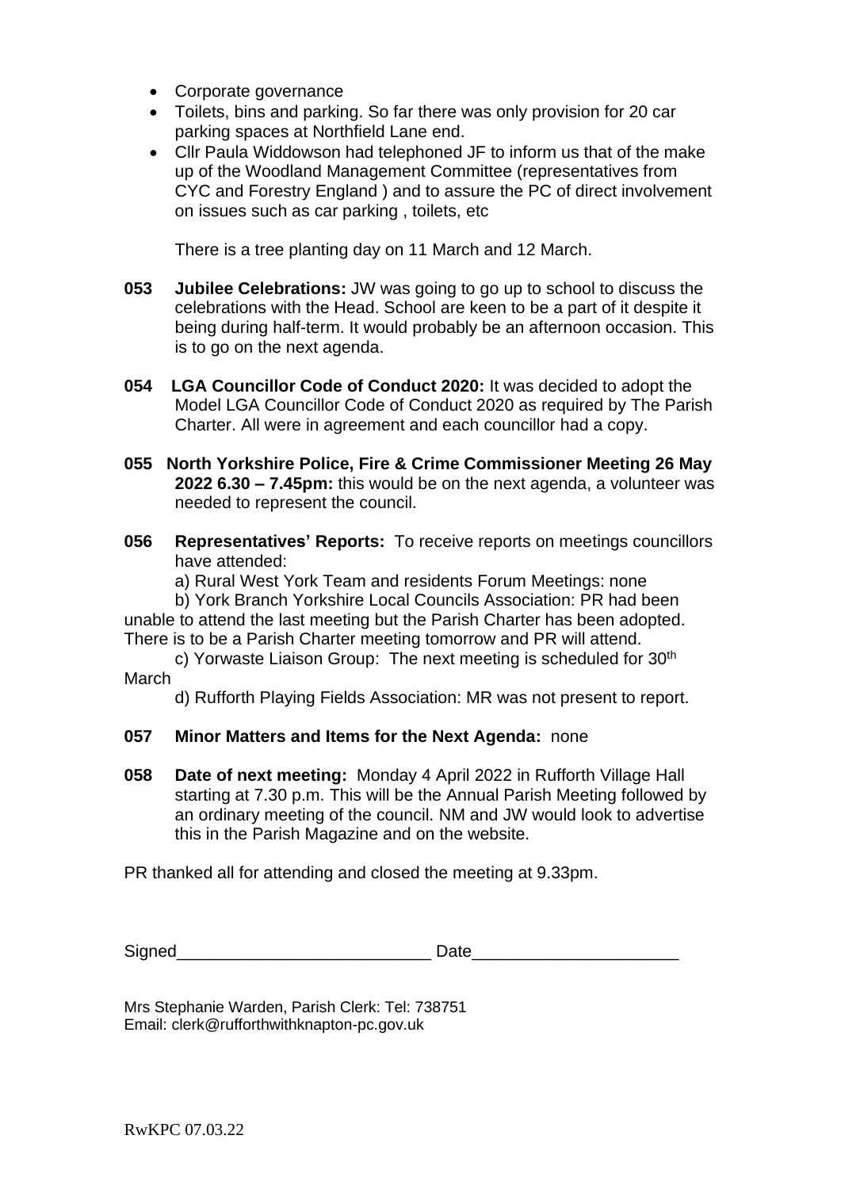- Corporate governance
- Toilets, bins and parking. So far there was only provision for 20 car parking spaces at Northfield Lane end.
- Cllr Paula Widdowson had telephoned JF to inform us that of the make up of the Woodland Management Committee (representatives from CYC and Forestry England ) and to assure the PC of direct involvement on issues such as car parking , toilets, etc

  There is a tree planting day on 11 March and 12 March.

**053 Jubilee Celebrations:** JW was going to go up to school to discuss the celebrations with the Head. School are keen to be a part of it despite it being during half-term. It would probably be an afternoon occasion. This is to go on the next agenda.

**054 LGA Councillor Code of Conduct 2020:** It was decided to adopt the Model LGA Councillor Code of Conduct 2020 as required by The Parish Charter. All were in agreement and each councillor had a copy.

**055 North Yorkshire Police, Fire & Crime Commissioner Meeting 26 May 2022 6.30 – 7.45pm:** this would be on the next agenda, a volunteer was needed to represent the council.

**056 Representatives' Reports:** To receive reports on meetings councillors have attended:

a) Rural West York Team and residents Forum Meetings: none

b) York Branch Yorkshire Local Councils Association: PR had been unable to attend the last meeting but the Parish Charter has been adopted. There is to be a Parish Charter meeting tomorrow and PR will attend.

c) Yorwaste Liaison Group: The next meeting is scheduled for 30th March

d) Rufforth Playing Fields Association: MR was not present to report.

**057 Minor Matters and Items for the Next Agenda:** none

**058 Date of next meeting:** Monday 4 April 2022 in Rufforth Village Hall starting at 7.30 p.m. This will be the Annual Parish Meeting followed by an ordinary meeting of the council. NM and JW would look to advertise this in the Parish Magazine and on the website.

PR thanked all for attending and closed the meeting at 9.33pm.

Signed___________________________ Date______________________

Mrs Stephanie Warden, Parish Clerk: Tel: 738751
Email: clerk@rufforthwithknapton-pc.gov.uk

RwKPC 07.03.22